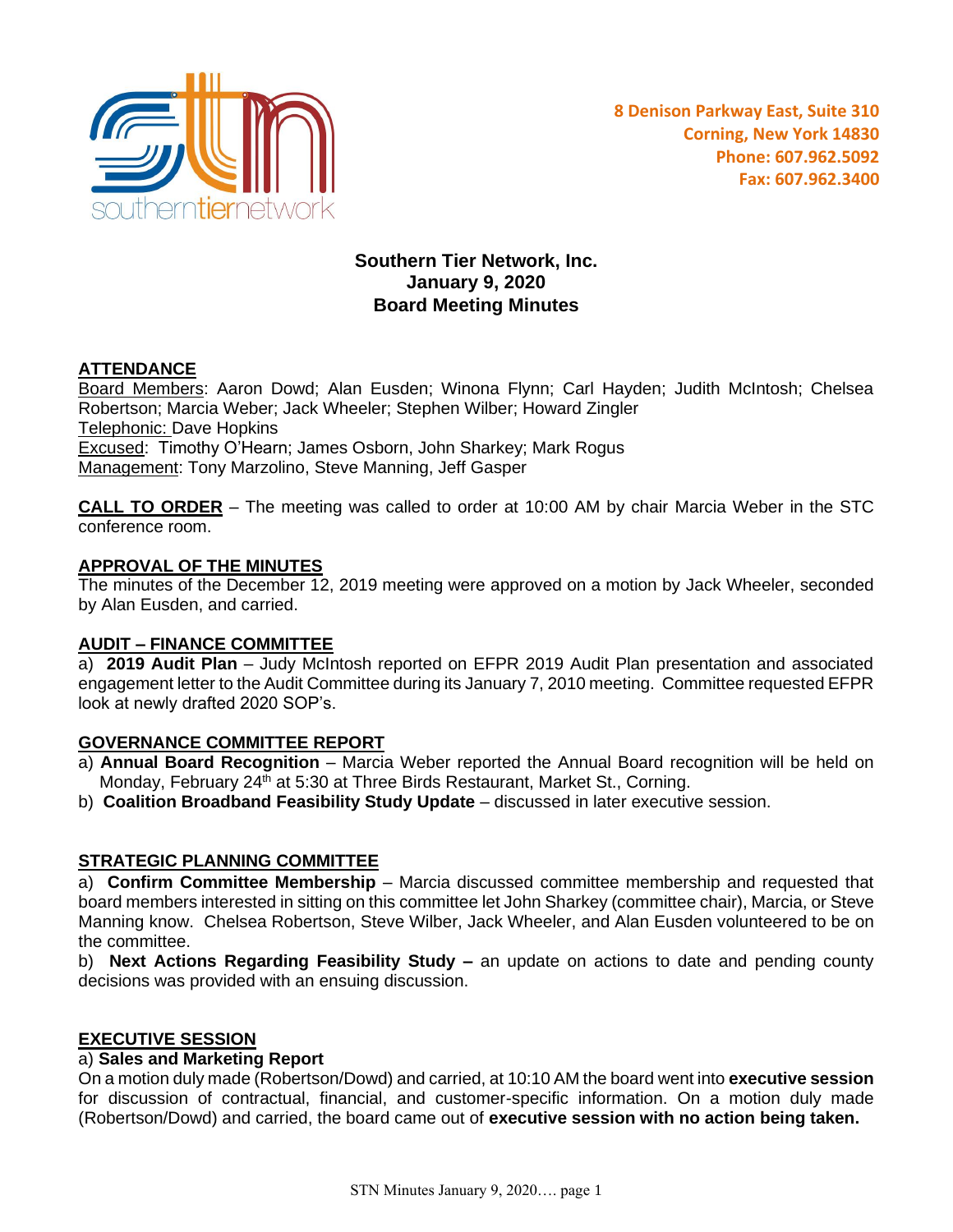8 Denison Parkway East, Suite 310
Corning, New York 14830
Phone: 607.962.5092
Fax: 607.962.3400

# Southern Tier Network, Inc.
# January 9, 2020
# Board Meeting Minutes

## ATTENDANCE

Board Members: Aaron Dowd; Alan Eusden; Winona Flynn; Carl Hayden; Judith McIntosh; Chelsea Robertson; Marcia Weber; Jack Wheeler; Stephen Wilber; Howard Zingler
Telephonic: Dave Hopkins
Excused: Timothy O'Hearn; James Osborn, John Sharkey; Mark Rogus
Management: Tony Marzolino, Steve Manning, Jeff Gasper

**CALL TO ORDER** – The meeting was called to order at 10:00 AM by chair Marcia Weber in the STC conference room.

## APPROVAL OF THE MINUTES

The minutes of the December 12, 2019 meeting were approved on a motion by Jack Wheeler, seconded by Alan Eusden, and carried.

## AUDIT – FINANCE COMMITTEE

a) **2019 Audit Plan** – Judy McIntosh reported on EFPR 2019 Audit Plan presentation and associated engagement letter to the Audit Committee during its January 7, 2010 meeting. Committee requested EFPR look at newly drafted 2020 SOP's.

## GOVERNANCE COMMITTEE REPORT

a) **Annual Board Recognition** – Marcia Weber reported the Annual Board recognition will be held on Monday, February 24th at 5:30 at Three Birds Restaurant, Market St., Corning.
b) **Coalition Broadband Feasibility Study Update** – discussed in later executive session.

## STRATEGIC PLANNING COMMITTEE

a) **Confirm Committee Membership** – Marcia discussed committee membership and requested that board members interested in sitting on this committee let John Sharkey (committee chair), Marcia, or Steve Manning know. Chelsea Robertson, Steve Wilber, Jack Wheeler, and Alan Eusden volunteered to be on the committee.

b) **Next Actions Regarding Feasibility Study –** an update on actions to date and pending county decisions was provided with an ensuing discussion.

## EXECUTIVE SESSION

a) **Sales and Marketing Report**

On a motion duly made (Robertson/Dowd) and carried, at 10:10 AM the board went into **executive session** for discussion of contractual, financial, and customer-specific information. On a motion duly made (Robertson/Dowd) and carried, the board came out of **executive session with no action being taken.**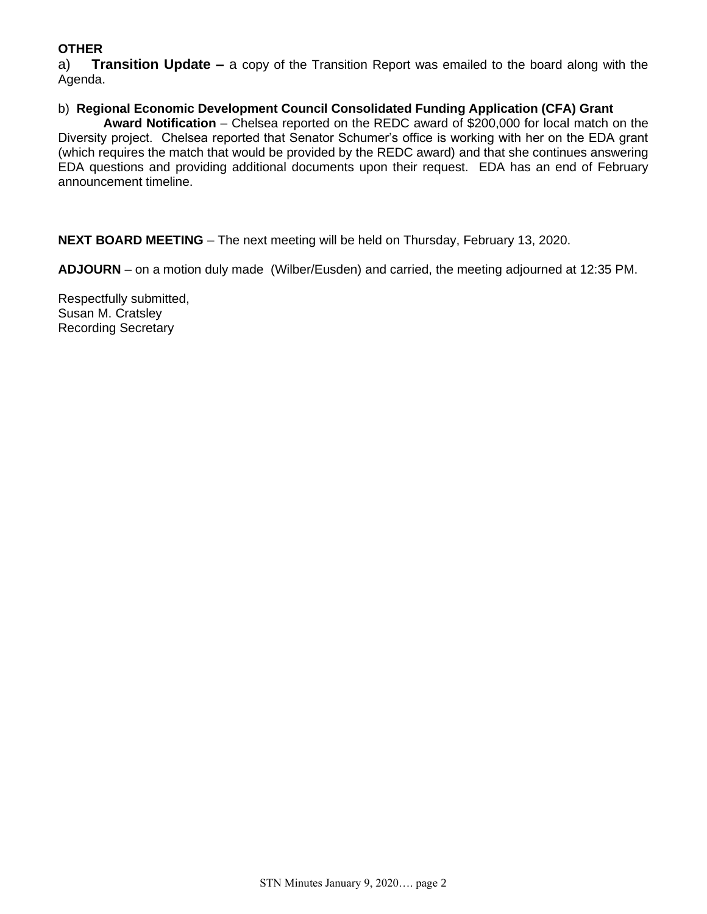**OTHER**

a) **Transition Update –** a copy of the Transition Report was emailed to the board along with the Agenda.

b) **Regional Economic Development Council Consolidated Funding Application (CFA) Grant Award Notification** – Chelsea reported on the REDC award of $200,000 for local match on the Diversity project. Chelsea reported that Senator Schumer's office is working with her on the EDA grant (which requires the match that would be provided by the REDC award) and that she continues answering EDA questions and providing additional documents upon their request. EDA has an end of February announcement timeline.

**NEXT BOARD MEETING** – The next meeting will be held on Thursday, February 13, 2020.

**ADJOURN** – on a motion duly made (Wilber/Eusden) and carried, the meeting adjourned at 12:35 PM.

Respectfully submitted,
Susan M. Cratsley
Recording Secretary